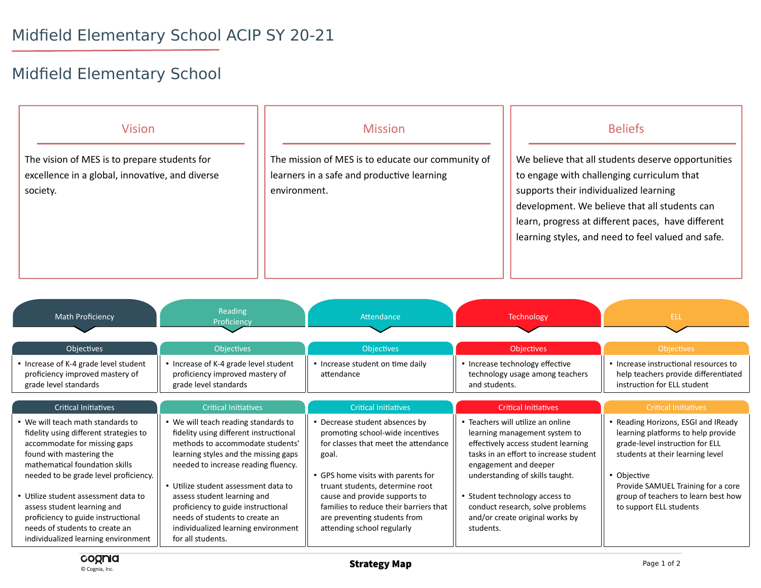# Midfield Elementary School ACIP SY 20-21

## Midfield Elementary School

### Vision

The vision of MES is to prepare students for excellence in a global, innovative, and diverse society.

### Mission

The mission of MES is to educate our community of learners in a safe and productive learning environment.

### Beliefs

We believe that all students deserve opportunities to engage with challenging curriculum that supports their individualized learning development. We believe that all students can learn, progress at different paces, have different learning styles, and need to feel valued and safe.

## Math Proficiency

### Objectives

- Increase of K-4 grade level student proficiency improved mastery of grade level standards

### Critical Initiatives

- We will teach math standards to fidelity using different strategies to accommodate for missing gaps found with mastering the mathematical foundation skills needed to be grade level proficiency.
- Utilize student assessment data to assess student learning and proficiency to guide instructional needs of students to create an individualized learning environment

## Reading Proficiency

### Objectives

- Increase of K-4 grade level student proficiency improved mastery of grade level standards

### Critical Initiatives

- We will teach reading standards to fidelity using different instructional methods to accommodate students' learning styles and the missing gaps needed to increase reading fluency.
- Utilize student assessment data to assess student learning and proficiency to guide instructional needs of students to create an individualized learning environment for all students.

## Attendance

### Objectives

- Increase student on time daily attendance

### Critical Initiatives

- Decrease student absences by promoting school-wide incentives for classes that meet the attendance goal.
- GPS home visits with parents for truant students, determine root cause and provide supports to families to reduce their barriers that are preventing students from attending school regularly

## Technology

### Objectives

- Increase technology effective technology usage among teachers and students.

### Critical Initiatives

- Teachers will utilize an online learning management system to effectively access student learning tasks in an effort to increase student engagement and deeper understanding of skills taught.
- Student technology access to conduct research, solve problems and/or create original works by students.

## ELL

### Objectives

- Increase instructional resources to help teachers provide differentiated instruction for ELL student

### Critical Initiatives

- Reading Horizons, ESGI and IReady learning platforms to help provide grade-level instruction for ELL students at their learning level
- Objective
  Provide SAMUEL Training for a core group of teachers to learn best how to support ELL students

Strategy Map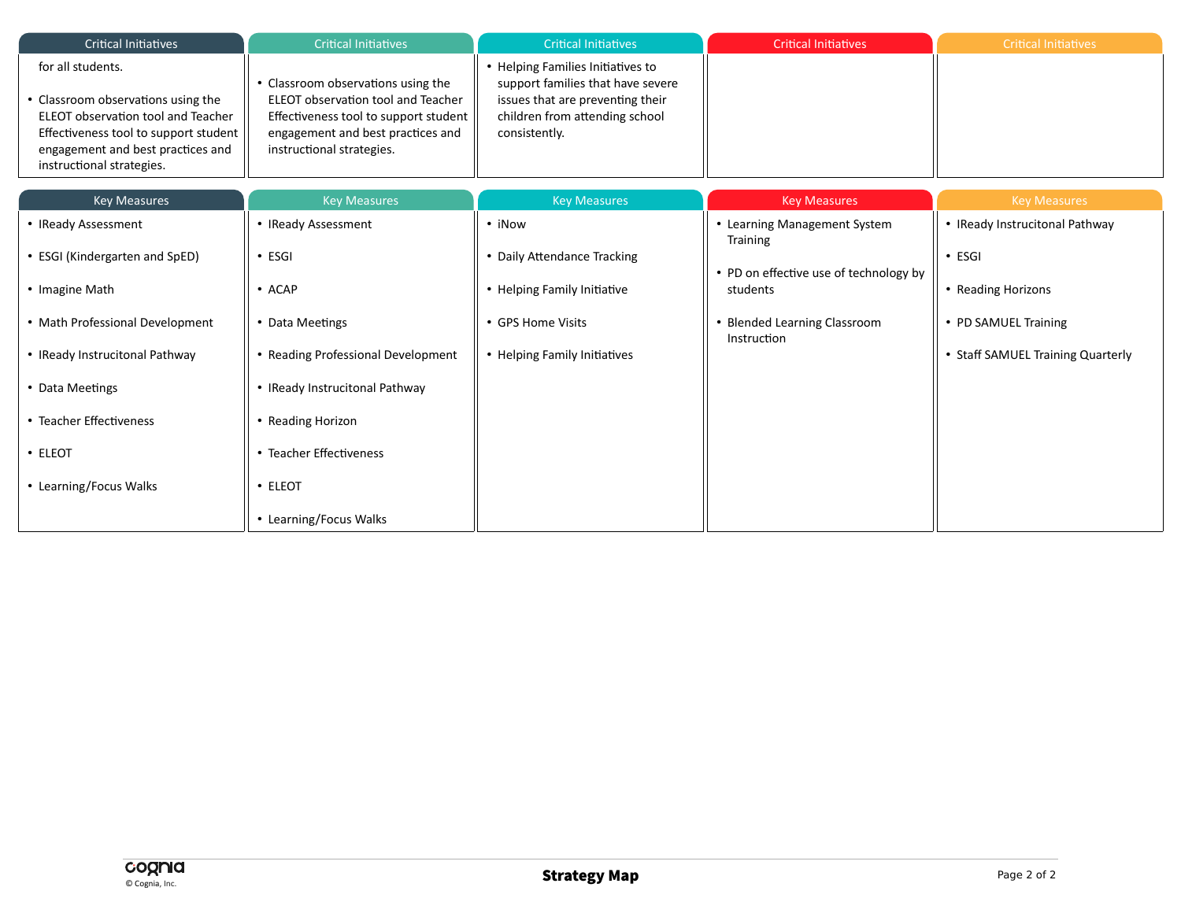| Critical Initiatives | Critical Initiatives | Critical Initiatives | Critical Initiatives | Critical Initiatives |
|---|---|---|---|---|
| for all students.<br><br>• Classroom observations using the ELEOT observation tool and Teacher Effectiveness tool to support student engagement and best practices and instructional strategies. | • Classroom observations using the ELEOT observation tool and Teacher Effectiveness tool to support student engagement and best practices and instructional strategies. | • Helping Families Initiatives to support families that have severe issues that are preventing their children from attending school consistently. | | |

| Key Measures | Key Measures | Key Measures | Key Measures | Key Measures |
|---|---|---|---|---|
| • IReady Assessment<br>• ESGI (Kindergarten and SpED)<br>• Imagine Math<br>• Math Professional Development<br>• IReady Instrucitonal Pathway<br>• Data Meetings<br>• Teacher Effectiveness<br>• ELEOT<br>• Learning/Focus Walks | • IReady Assessment<br>• ESGI<br>• ACAP<br>• Data Meetings<br>• Reading Professional Development<br>• IReady Instrucitonal Pathway<br>• Reading Horizon<br>• Teacher Effectiveness<br>• ELEOT<br>• Learning/Focus Walks | • iNow<br>• Daily Attendance Tracking<br>• Helping Family Initiative<br>• GPS Home Visits<br>• Helping Family Initiatives | • Learning Management System Training<br>• PD on effective use of technology by students<br>• Blended Learning Classroom Instruction | • IReady Instrucitonal Pathway<br>• ESGI<br>• Reading Horizons<br>• PD SAMUEL Training<br>• Staff SAMUEL Training Quarterly |